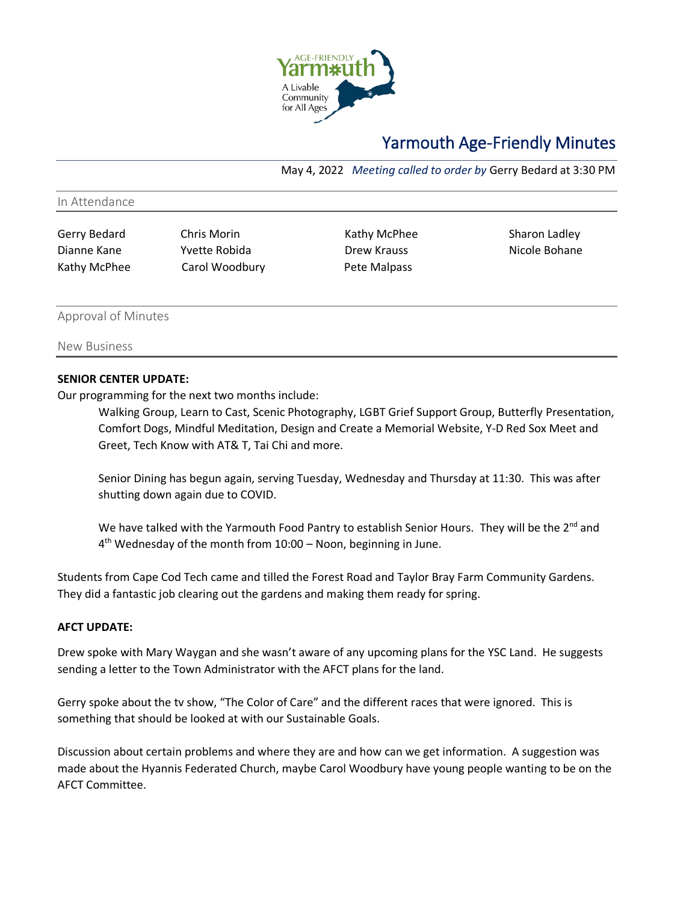# Yarmouth Age-Friendly Minutes

May 4, 2022 *Meeting called to order by* Gerry Bedard at 3:30 PM

## In Attendance

| | | | |
|---|---|---|---|
| Gerry Bedard | Chris Morin | Kathy McPhee | Sharon Ladley |
| Dianne Kane | Yvette Robida | Drew Krauss | Nicole Bohane |
| Kathy McPhee | Carol Woodbury | Pete Malpass | |

## Approval of Minutes

## New Business

**SENIOR CENTER UPDATE:**

Our programming for the next two months include:

> Walking Group, Learn to Cast, Scenic Photography, LGBT Grief Support Group, Butterfly Presentation, Comfort Dogs, Mindful Meditation, Design and Create a Memorial Website, Y-D Red Sox Meet and Greet, Tech Know with AT& T, Tai Chi and more.
>
> Senior Dining has begun again, serving Tuesday, Wednesday and Thursday at 11:30. This was after shutting down again due to COVID.
>
> We have talked with the Yarmouth Food Pantry to establish Senior Hours. They will be the 2nd and 4th Wednesday of the month from 10:00 – Noon, beginning in June.

Students from Cape Cod Tech came and tilled the Forest Road and Taylor Bray Farm Community Gardens. They did a fantastic job clearing out the gardens and making them ready for spring.

**AFCT UPDATE:**

Drew spoke with Mary Waygan and she wasn't aware of any upcoming plans for the YSC Land. He suggests sending a letter to the Town Administrator with the AFCT plans for the land.

Gerry spoke about the tv show, "The Color of Care" and the different races that were ignored. This is something that should be looked at with our Sustainable Goals.

Discussion about certain problems and where they are and how can we get information. A suggestion was made about the Hyannis Federated Church, maybe Carol Woodbury have young people wanting to be on the AFCT Committee.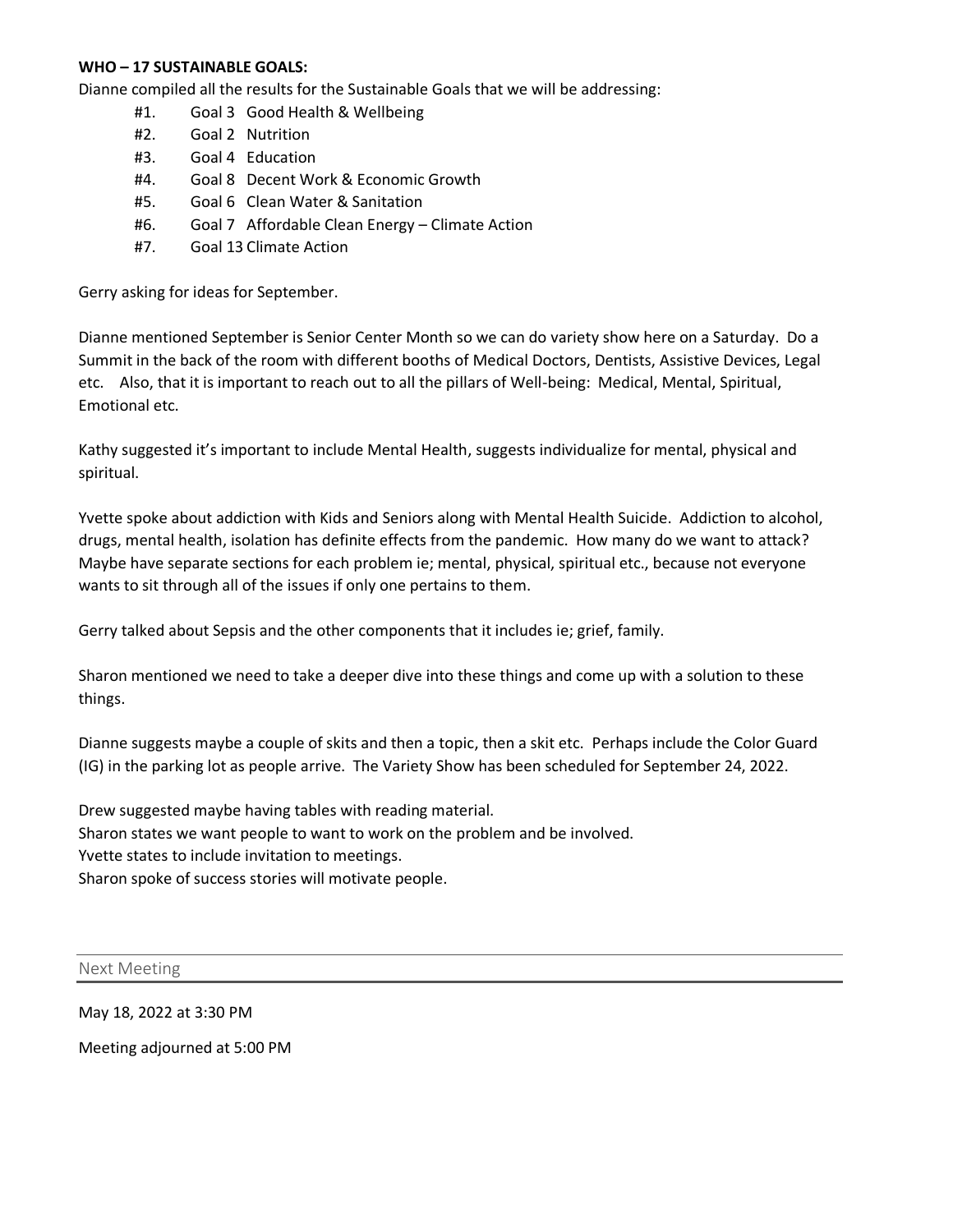**WHO – 17 SUSTAINABLE GOALS:**

Dianne compiled all the results for the Sustainable Goals that we will be addressing:

- #1. Goal 3 Good Health & Wellbeing
- #2. Goal 2 Nutrition
- #3. Goal 4 Education
- #4. Goal 8 Decent Work & Economic Growth
- #5. Goal 6 Clean Water & Sanitation
- #6. Goal 7 Affordable Clean Energy – Climate Action
- #7. Goal 13 Climate Action

Gerry asking for ideas for September.

Dianne mentioned September is Senior Center Month so we can do variety show here on a Saturday. Do a Summit in the back of the room with different booths of Medical Doctors, Dentists, Assistive Devices, Legal etc. Also, that it is important to reach out to all the pillars of Well-being: Medical, Mental, Spiritual, Emotional etc.

Kathy suggested it's important to include Mental Health, suggests individualize for mental, physical and spiritual.

Yvette spoke about addiction with Kids and Seniors along with Mental Health Suicide. Addiction to alcohol, drugs, mental health, isolation has definite effects from the pandemic. How many do we want to attack? Maybe have separate sections for each problem ie; mental, physical, spiritual etc., because not everyone wants to sit through all of the issues if only one pertains to them.

Gerry talked about Sepsis and the other components that it includes ie; grief, family.

Sharon mentioned we need to take a deeper dive into these things and come up with a solution to these things.

Dianne suggests maybe a couple of skits and then a topic, then a skit etc. Perhaps include the Color Guard (IG) in the parking lot as people arrive. The Variety Show has been scheduled for September 24, 2022.

Drew suggested maybe having tables with reading material.
Sharon states we want people to want to work on the problem and be involved.
Yvette states to include invitation to meetings.
Sharon spoke of success stories will motivate people.

## Next Meeting

May 18, 2022 at 3:30 PM

Meeting adjourned at 5:00 PM